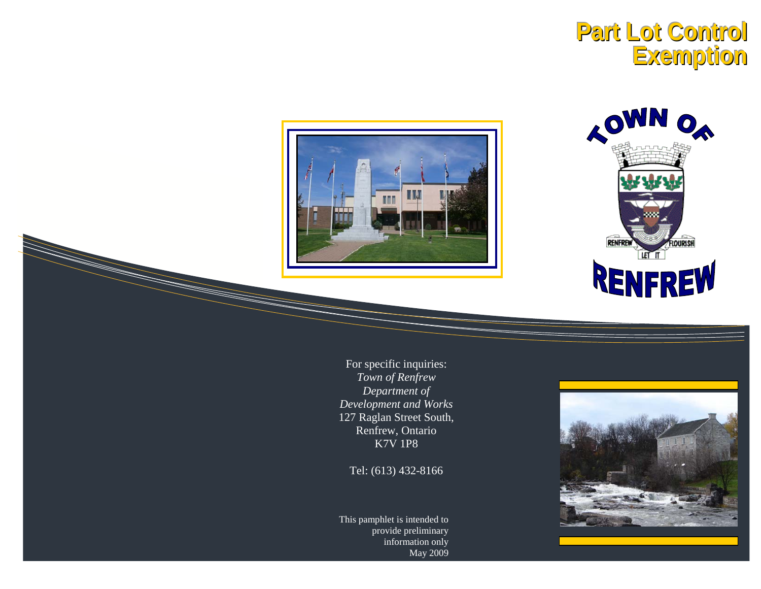# Part Lot Control Exemption

TOWN OF RENFREW

RENFREW LET IT FLOURISH

For specific inquiries:
*Town of Renfrew*
*Department of*
*Development and Works*
127 Raglan Street South,
Renfrew, Ontario
K7V 1P8

Tel: (613) 432-8166

This pamphlet is intended to provide preliminary information only
May 2009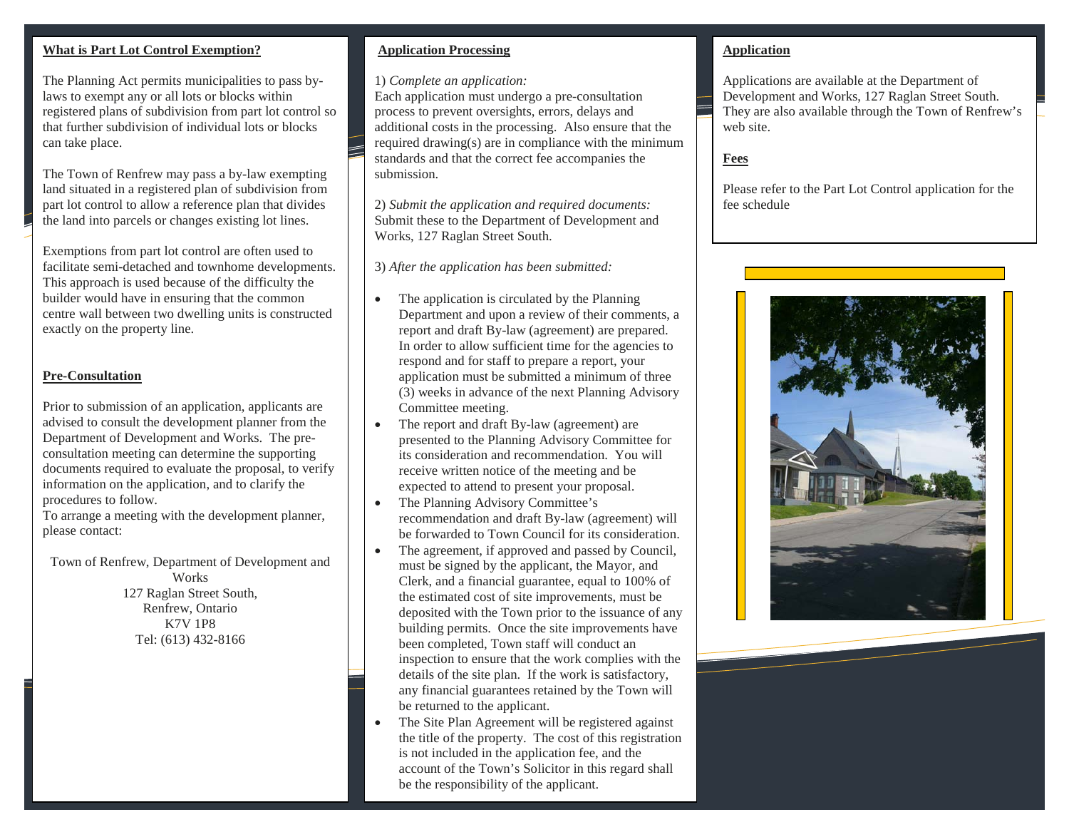## What is Part Lot Control Exemption?

The Planning Act permits municipalities to pass by-laws to exempt any or all lots or blocks within registered plans of subdivision from part lot control so that further subdivision of individual lots or blocks can take place.

The Town of Renfrew may pass a by-law exempting land situated in a registered plan of subdivision from part lot control to allow a reference plan that divides the land into parcels or changes existing lot lines.

Exemptions from part lot control are often used to facilitate semi-detached and townhome developments. This approach is used because of the difficulty the builder would have in ensuring that the common centre wall between two dwelling units is constructed exactly on the property line.

## Pre-Consultation

Prior to submission of an application, applicants are advised to consult the development planner from the Department of Development and Works. The pre-consultation meeting can determine the supporting documents required to evaluate the proposal, to verify information on the application, and to clarify the procedures to follow.

To arrange a meeting with the development planner, please contact:

Town of Renfrew, Department of Development and Works
127 Raglan Street South,
Renfrew, Ontario
K7V 1P8
Tel: (613) 432-8166

## Application Processing

1) *Complete an application:*
Each application must undergo a pre-consultation process to prevent oversights, errors, delays and additional costs in the processing. Also ensure that the required drawing(s) are in compliance with the minimum standards and that the correct fee accompanies the submission.

2) *Submit the application and required documents:* Submit these to the Department of Development and Works, 127 Raglan Street South.

3) *After the application has been submitted:*

- The application is circulated by the Planning Department and upon a review of their comments, a report and draft By-law (agreement) are prepared. In order to allow sufficient time for the agencies to respond and for staff to prepare a report, your application must be submitted a minimum of three (3) weeks in advance of the next Planning Advisory Committee meeting.
- The report and draft By-law (agreement) are presented to the Planning Advisory Committee for its consideration and recommendation. You will receive written notice of the meeting and be expected to attend to present your proposal.
- The Planning Advisory Committee's recommendation and draft By-law (agreement) will be forwarded to Town Council for its consideration.
- The agreement, if approved and passed by Council, must be signed by the applicant, the Mayor, and Clerk, and a financial guarantee, equal to 100% of the estimated cost of site improvements, must be deposited with the Town prior to the issuance of any building permits. Once the site improvements have been completed, Town staff will conduct an inspection to ensure that the work complies with the details of the site plan. If the work is satisfactory, any financial guarantees retained by the Town will be returned to the applicant.
- The Site Plan Agreement will be registered against the title of the property. The cost of this registration is not included in the application fee, and the account of the Town's Solicitor in this regard shall be the responsibility of the applicant.

## Application

Applications are available at the Department of Development and Works, 127 Raglan Street South. They are also available through the Town of Renfrew's web site.

## Fees

Please refer to the Part Lot Control application for the fee schedule